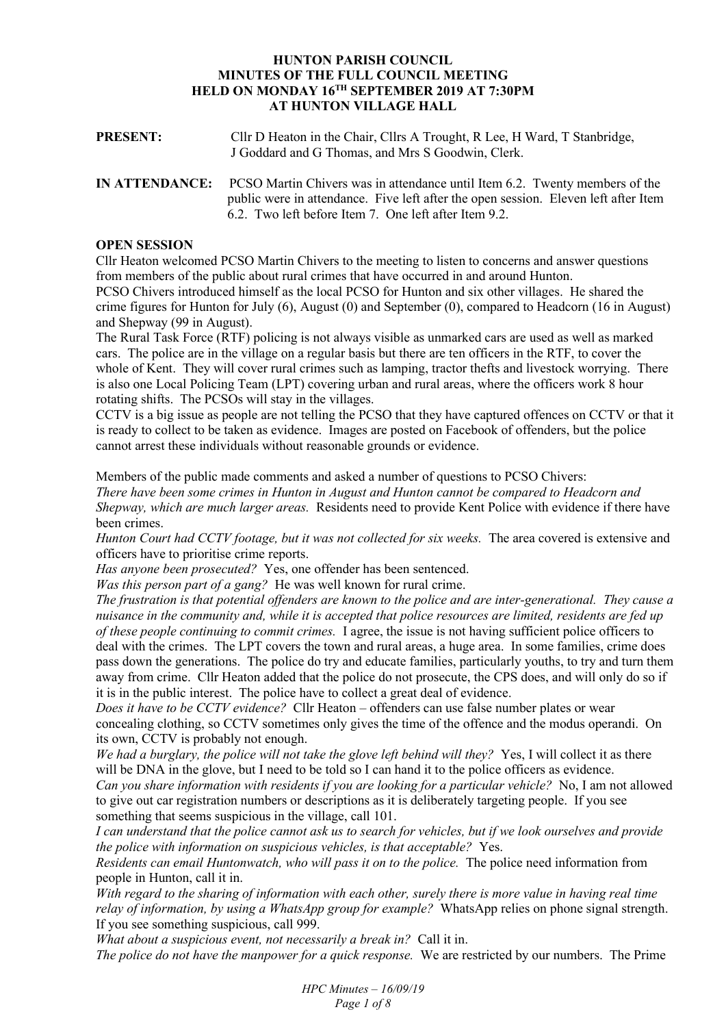# HUNTON PARISH COUNCIL
## MINUTES OF THE FULL COUNCIL MEETING
## HELD ON MONDAY 16TH SEPTEMBER 2019 AT 7:30PM
## AT HUNTON VILLAGE HALL

**PRESENT:** Cllr D Heaton in the Chair, Cllrs A Trought, R Lee, H Ward, T Stanbridge, J Goddard and G Thomas, and Mrs S Goodwin, Clerk.

**IN ATTENDANCE:** PCSO Martin Chivers was in attendance until Item 6.2. Twenty members of the public were in attendance. Five left after the open session. Eleven left after Item 6.2. Two left before Item 7. One left after Item 9.2.

**OPEN SESSION**

Cllr Heaton welcomed PCSO Martin Chivers to the meeting to listen to concerns and answer questions from members of the public about rural crimes that have occurred in and around Hunton.

PCSO Chivers introduced himself as the local PCSO for Hunton and six other villages. He shared the crime figures for Hunton for July (6), August (0) and September (0), compared to Headcorn (16 in August) and Shepway (99 in August).

The Rural Task Force (RTF) policing is not always visible as unmarked cars are used as well as marked cars. The police are in the village on a regular basis but there are ten officers in the RTF, to cover the whole of Kent. They will cover rural crimes such as lamping, tractor thefts and livestock worrying. There is also one Local Policing Team (LPT) covering urban and rural areas, where the officers work 8 hour rotating shifts. The PCSOs will stay in the villages.

CCTV is a big issue as people are not telling the PCSO that they have captured offences on CCTV or that it is ready to collect to be taken as evidence. Images are posted on Facebook of offenders, but the police cannot arrest these individuals without reasonable grounds or evidence.

Members of the public made comments and asked a number of questions to PCSO Chivers:

*There have been some crimes in Hunton in August and Hunton cannot be compared to Headcorn and Shepway, which are much larger areas.* Residents need to provide Kent Police with evidence if there have been crimes.

*Hunton Court had CCTV footage, but it was not collected for six weeks.* The area covered is extensive and officers have to prioritise crime reports.

*Has anyone been prosecuted?* Yes, one offender has been sentenced.

*Was this person part of a gang?* He was well known for rural crime.

*The frustration is that potential offenders are known to the police and are inter-generational. They cause a nuisance in the community and, while it is accepted that police resources are limited, residents are fed up of these people continuing to commit crimes.* I agree, the issue is not having sufficient police officers to deal with the crimes. The LPT covers the town and rural areas, a huge area. In some families, crime does pass down the generations. The police do try and educate families, particularly youths, to try and turn them away from crime. Cllr Heaton added that the police do not prosecute, the CPS does, and will only do so if it is in the public interest. The police have to collect a great deal of evidence.

*Does it have to be CCTV evidence?* Cllr Heaton – offenders can use false number plates or wear concealing clothing, so CCTV sometimes only gives the time of the offence and the modus operandi. On its own, CCTV is probably not enough.

*We had a burglary, the police will not take the glove left behind will they?* Yes, I will collect it as there will be DNA in the glove, but I need to be told so I can hand it to the police officers as evidence.

*Can you share information with residents if you are looking for a particular vehicle?* No, I am not allowed to give out car registration numbers or descriptions as it is deliberately targeting people. If you see something that seems suspicious in the village, call 101.

*I can understand that the police cannot ask us to search for vehicles, but if we look ourselves and provide the police with information on suspicious vehicles, is that acceptable?* Yes.

*Residents can email Huntonwatch, who will pass it on to the police.* The police need information from people in Hunton, call it in.

*With regard to the sharing of information with each other, surely there is more value in having real time relay of information, by using a WhatsApp group for example?* WhatsApp relies on phone signal strength. If you see something suspicious, call 999.

*What about a suspicious event, not necessarily a break in?* Call it in.

*The police do not have the manpower for a quick response.* We are restricted by our numbers. The Prime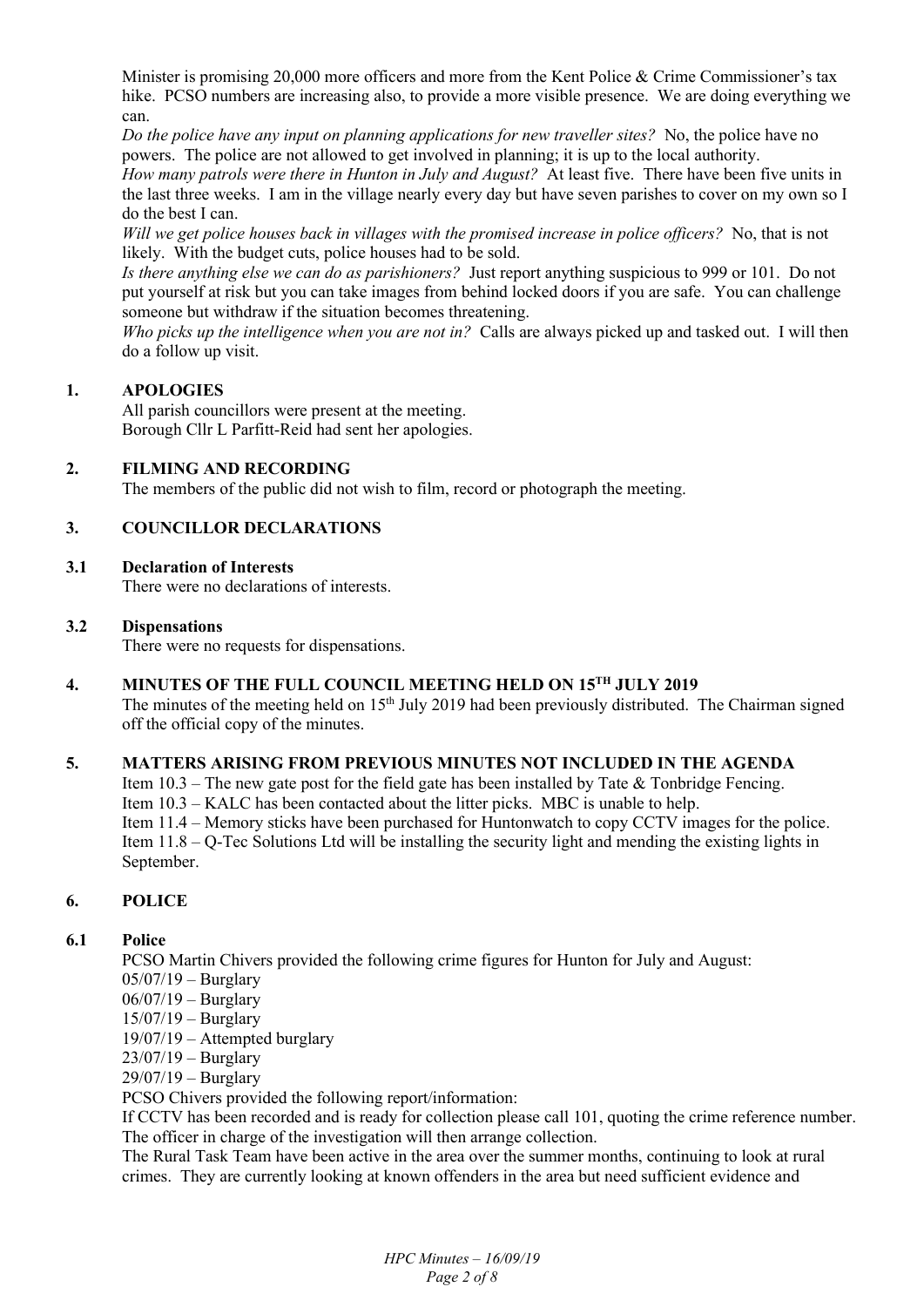Minister is promising 20,000 more officers and more from the Kent Police & Crime Commissioner's tax hike. PCSO numbers are increasing also, to provide a more visible presence. We are doing everything we can.

*Do the police have any input on planning applications for new traveller sites?* No, the police have no powers. The police are not allowed to get involved in planning; it is up to the local authority.

*How many patrols were there in Hunton in July and August?* At least five. There have been five units in the last three weeks. I am in the village nearly every day but have seven parishes to cover on my own so I do the best I can.

*Will we get police houses back in villages with the promised increase in police officers?* No, that is not likely. With the budget cuts, police houses had to be sold.

*Is there anything else we can do as parishioners?* Just report anything suspicious to 999 or 101. Do not put yourself at risk but you can take images from behind locked doors if you are safe. You can challenge someone but withdraw if the situation becomes threatening.

*Who picks up the intelligence when you are not in?* Calls are always picked up and tasked out. I will then do a follow up visit.

## 1. APOLOGIES

All parish councillors were present at the meeting.
Borough Cllr L Parfitt-Reid had sent her apologies.

## 2. FILMING AND RECORDING

The members of the public did not wish to film, record or photograph the meeting.

## 3. COUNCILLOR DECLARATIONS

### 3.1 Declaration of Interests

There were no declarations of interests.

### 3.2 Dispensations

There were no requests for dispensations.

## 4. MINUTES OF THE FULL COUNCIL MEETING HELD ON 15TH JULY 2019

The minutes of the meeting held on 15th July 2019 had been previously distributed. The Chairman signed off the official copy of the minutes.

## 5. MATTERS ARISING FROM PREVIOUS MINUTES NOT INCLUDED IN THE AGENDA

Item 10.3 – The new gate post for the field gate has been installed by Tate & Tonbridge Fencing.
Item 10.3 – KALC has been contacted about the litter picks. MBC is unable to help.
Item 11.4 – Memory sticks have been purchased for Huntonwatch to copy CCTV images for the police.
Item 11.8 – Q-Tec Solutions Ltd will be installing the security light and mending the existing lights in September.

## 6. POLICE

### 6.1 Police

PCSO Martin Chivers provided the following crime figures for Hunton for July and August:

05/07/19 – Burglary
06/07/19 – Burglary
15/07/19 – Burglary
19/07/19 – Attempted burglary
23/07/19 – Burglary
29/07/19 – Burglary

PCSO Chivers provided the following report/information:

If CCTV has been recorded and is ready for collection please call 101, quoting the crime reference number. The officer in charge of the investigation will then arrange collection.

The Rural Task Team have been active in the area over the summer months, continuing to look at rural crimes. They are currently looking at known offenders in the area but need sufficient evidence and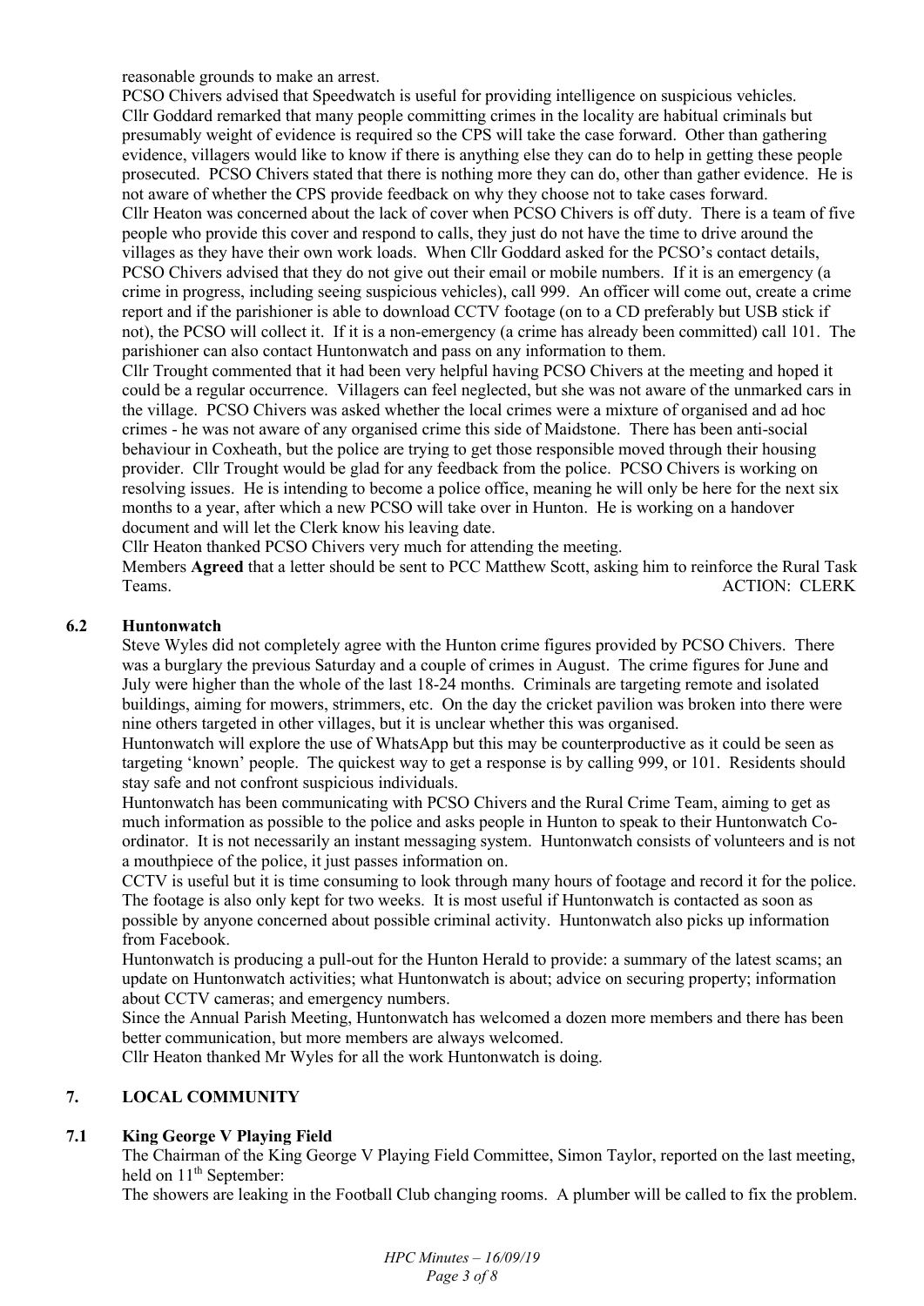reasonable grounds to make an arrest.

PCSO Chivers advised that Speedwatch is useful for providing intelligence on suspicious vehicles.

Cllr Goddard remarked that many people committing crimes in the locality are habitual criminals but presumably weight of evidence is required so the CPS will take the case forward. Other than gathering evidence, villagers would like to know if there is anything else they can do to help in getting these people prosecuted. PCSO Chivers stated that there is nothing more they can do, other than gather evidence. He is not aware of whether the CPS provide feedback on why they choose not to take cases forward.

Cllr Heaton was concerned about the lack of cover when PCSO Chivers is off duty. There is a team of five people who provide this cover and respond to calls, they just do not have the time to drive around the villages as they have their own work loads. When Cllr Goddard asked for the PCSO's contact details, PCSO Chivers advised that they do not give out their email or mobile numbers. If it is an emergency (a crime in progress, including seeing suspicious vehicles), call 999. An officer will come out, create a crime report and if the parishioner is able to download CCTV footage (on to a CD preferably but USB stick if not), the PCSO will collect it. If it is a non-emergency (a crime has already been committed) call 101. The parishioner can also contact Huntonwatch and pass on any information to them.

Cllr Trought commented that it had been very helpful having PCSO Chivers at the meeting and hoped it could be a regular occurrence. Villagers can feel neglected, but she was not aware of the unmarked cars in the village. PCSO Chivers was asked whether the local crimes were a mixture of organised and ad hoc crimes - he was not aware of any organised crime this side of Maidstone. There has been anti-social behaviour in Coxheath, but the police are trying to get those responsible moved through their housing provider. Cllr Trought would be glad for any feedback from the police. PCSO Chivers is working on resolving issues. He is intending to become a police office, meaning he will only be here for the next six months to a year, after which a new PCSO will take over in Hunton. He is working on a handover document and will let the Clerk know his leaving date.

Cllr Heaton thanked PCSO Chivers very much for attending the meeting.

Members **Agreed** that a letter should be sent to PCC Matthew Scott, asking him to reinforce the Rural Task Teams. ACTION: CLERK

### 6.2 Huntonwatch

Steve Wyles did not completely agree with the Hunton crime figures provided by PCSO Chivers. There was a burglary the previous Saturday and a couple of crimes in August. The crime figures for June and July were higher than the whole of the last 18-24 months. Criminals are targeting remote and isolated buildings, aiming for mowers, strimmers, etc. On the day the cricket pavilion was broken into there were nine others targeted in other villages, but it is unclear whether this was organised.

Huntonwatch will explore the use of WhatsApp but this may be counterproductive as it could be seen as targeting 'known' people. The quickest way to get a response is by calling 999, or 101. Residents should stay safe and not confront suspicious individuals.

Huntonwatch has been communicating with PCSO Chivers and the Rural Crime Team, aiming to get as much information as possible to the police and asks people in Hunton to speak to their Huntonwatch Co-ordinator. It is not necessarily an instant messaging system. Huntonwatch consists of volunteers and is not a mouthpiece of the police, it just passes information on.

CCTV is useful but it is time consuming to look through many hours of footage and record it for the police. The footage is also only kept for two weeks. It is most useful if Huntonwatch is contacted as soon as possible by anyone concerned about possible criminal activity. Huntonwatch also picks up information from Facebook.

Huntonwatch is producing a pull-out for the Hunton Herald to provide: a summary of the latest scams; an update on Huntonwatch activities; what Huntonwatch is about; advice on securing property; information about CCTV cameras; and emergency numbers.

Since the Annual Parish Meeting, Huntonwatch has welcomed a dozen more members and there has been better communication, but more members are always welcomed.

Cllr Heaton thanked Mr Wyles for all the work Huntonwatch is doing.

## 7. LOCAL COMMUNITY

### 7.1 King George V Playing Field

The Chairman of the King George V Playing Field Committee, Simon Taylor, reported on the last meeting, held on 11th September:

The showers are leaking in the Football Club changing rooms. A plumber will be called to fix the problem.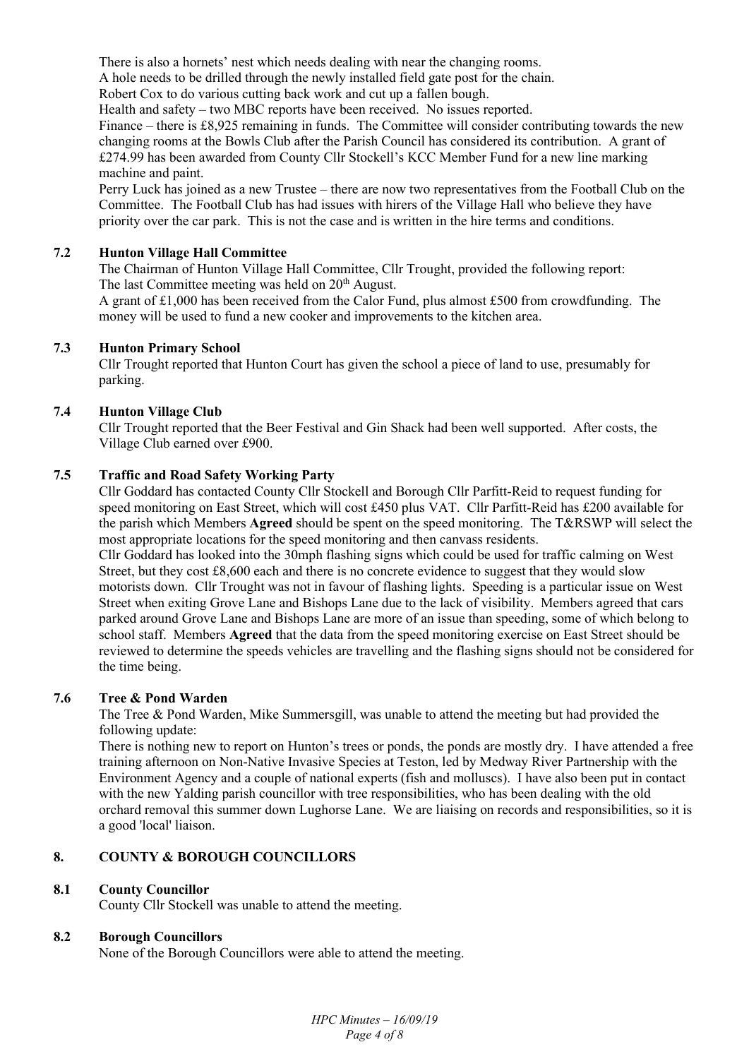There is also a hornets' nest which needs dealing with near the changing rooms.
A hole needs to be drilled through the newly installed field gate post for the chain.
Robert Cox to do various cutting back work and cut up a fallen bough.
Health and safety – two MBC reports have been received. No issues reported.
Finance – there is £8,925 remaining in funds. The Committee will consider contributing towards the new changing rooms at the Bowls Club after the Parish Council has considered its contribution. A grant of £274.99 has been awarded from County Cllr Stockell's KCC Member Fund for a new line marking machine and paint.
Perry Luck has joined as a new Trustee – there are now two representatives from the Football Club on the Committee. The Football Club has had issues with hirers of the Village Hall who believe they have priority over the car park. This is not the case and is written in the hire terms and conditions.

### 7.2 Hunton Village Hall Committee

The Chairman of Hunton Village Hall Committee, Cllr Trought, provided the following report:
The last Committee meeting was held on 20th August.
A grant of £1,000 has been received from the Calor Fund, plus almost £500 from crowdfunding. The money will be used to fund a new cooker and improvements to the kitchen area.

### 7.3 Hunton Primary School

Cllr Trought reported that Hunton Court has given the school a piece of land to use, presumably for parking.

### 7.4 Hunton Village Club

Cllr Trought reported that the Beer Festival and Gin Shack had been well supported. After costs, the Village Club earned over £900.

### 7.5 Traffic and Road Safety Working Party

Cllr Goddard has contacted County Cllr Stockell and Borough Cllr Parfitt-Reid to request funding for speed monitoring on East Street, which will cost £450 plus VAT. Cllr Parfitt-Reid has £200 available for the parish which Members **Agreed** should be spent on the speed monitoring. The T&RSWP will select the most appropriate locations for the speed monitoring and then canvass residents.
Cllr Goddard has looked into the 30mph flashing signs which could be used for traffic calming on West Street, but they cost £8,600 each and there is no concrete evidence to suggest that they would slow motorists down. Cllr Trought was not in favour of flashing lights. Speeding is a particular issue on West Street when exiting Grove Lane and Bishops Lane due to the lack of visibility. Members agreed that cars parked around Grove Lane and Bishops Lane are more of an issue than speeding, some of which belong to school staff. Members **Agreed** that the data from the speed monitoring exercise on East Street should be reviewed to determine the speeds vehicles are travelling and the flashing signs should not be considered for the time being.

### 7.6 Tree & Pond Warden

The Tree & Pond Warden, Mike Summersgill, was unable to attend the meeting but had provided the following update:
There is nothing new to report on Hunton's trees or ponds, the ponds are mostly dry. I have attended a free training afternoon on Non-Native Invasive Species at Teston, led by Medway River Partnership with the Environment Agency and a couple of national experts (fish and molluscs). I have also been put in contact with the new Yalding parish councillor with tree responsibilities, who has been dealing with the old orchard removal this summer down Lughorse Lane. We are liaising on records and responsibilities, so it is a good 'local' liaison.

## 8. COUNTY & BOROUGH COUNCILLORS

### 8.1 County Councillor

County Cllr Stockell was unable to attend the meeting.

### 8.2 Borough Councillors

None of the Borough Councillors were able to attend the meeting.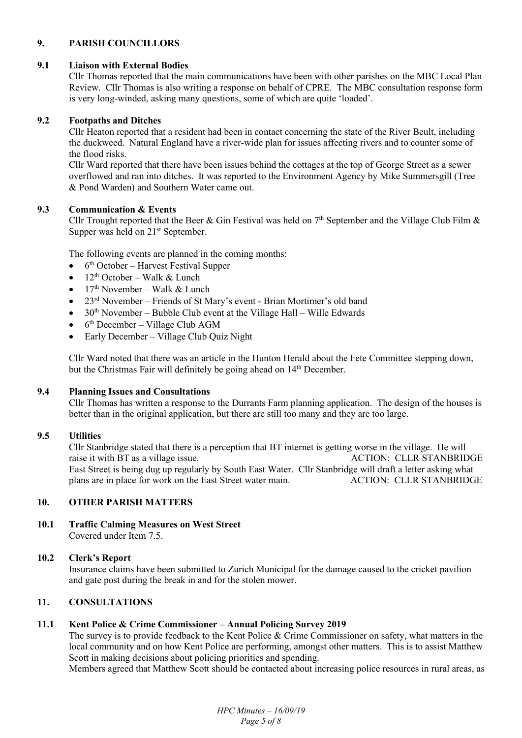## 9. PARISH COUNCILLORS

### 9.1 Liaison with External Bodies

Cllr Thomas reported that the main communications have been with other parishes on the MBC Local Plan Review. Cllr Thomas is also writing a response on behalf of CPRE. The MBC consultation response form is very long-winded, asking many questions, some of which are quite 'loaded'.

### 9.2 Footpaths and Ditches

Cllr Heaton reported that a resident had been in contact concerning the state of the River Beult, including the duckweed. Natural England have a river-wide plan for issues affecting rivers and to counter some of the flood risks.

Cllr Ward reported that there have been issues behind the cottages at the top of George Street as a sewer overflowed and ran into ditches. It was reported to the Environment Agency by Mike Summersgill (Tree & Pond Warden) and Southern Water came out.

### 9.3 Communication & Events

Cllr Trought reported that the Beer & Gin Festival was held on 7th September and the Village Club Film & Supper was held on 21st September.

The following events are planned in the coming months:

- 6th October – Harvest Festival Supper
- 12th October – Walk & Lunch
- 17th November – Walk & Lunch
- 23rd November – Friends of St Mary's event - Brian Mortimer's old band
- 30th November – Bubble Club event at the Village Hall – Wille Edwards
- 6th December – Village Club AGM
- Early December – Village Club Quiz Night

Cllr Ward noted that there was an article in the Hunton Herald about the Fete Committee stepping down, but the Christmas Fair will definitely be going ahead on 14th December.

### 9.4 Planning Issues and Consultations

Cllr Thomas has written a response to the Durrants Farm planning application. The design of the houses is better than in the original application, but there are still too many and they are too large.

### 9.5 Utilities

Cllr Stanbridge stated that there is a perception that BT internet is getting worse in the village. He will raise it with BT as a village issue. ACTION: CLLR STANBRIDGE

East Street is being dug up regularly by South East Water. Cllr Stanbridge will draft a letter asking what plans are in place for work on the East Street water main. ACTION: CLLR STANBRIDGE

## 10. OTHER PARISH MATTERS

### 10.1 Traffic Calming Measures on West Street

Covered under Item 7.5.

### 10.2 Clerk's Report

Insurance claims have been submitted to Zurich Municipal for the damage caused to the cricket pavilion and gate post during the break in and for the stolen mower.

## 11. CONSULTATIONS

### 11.1 Kent Police & Crime Commissioner – Annual Policing Survey 2019

The survey is to provide feedback to the Kent Police & Crime Commissioner on safety, what matters in the local community and on how Kent Police are performing, amongst other matters. This is to assist Matthew Scott in making decisions about policing priorities and spending.

Members agreed that Matthew Scott should be contacted about increasing police resources in rural areas, as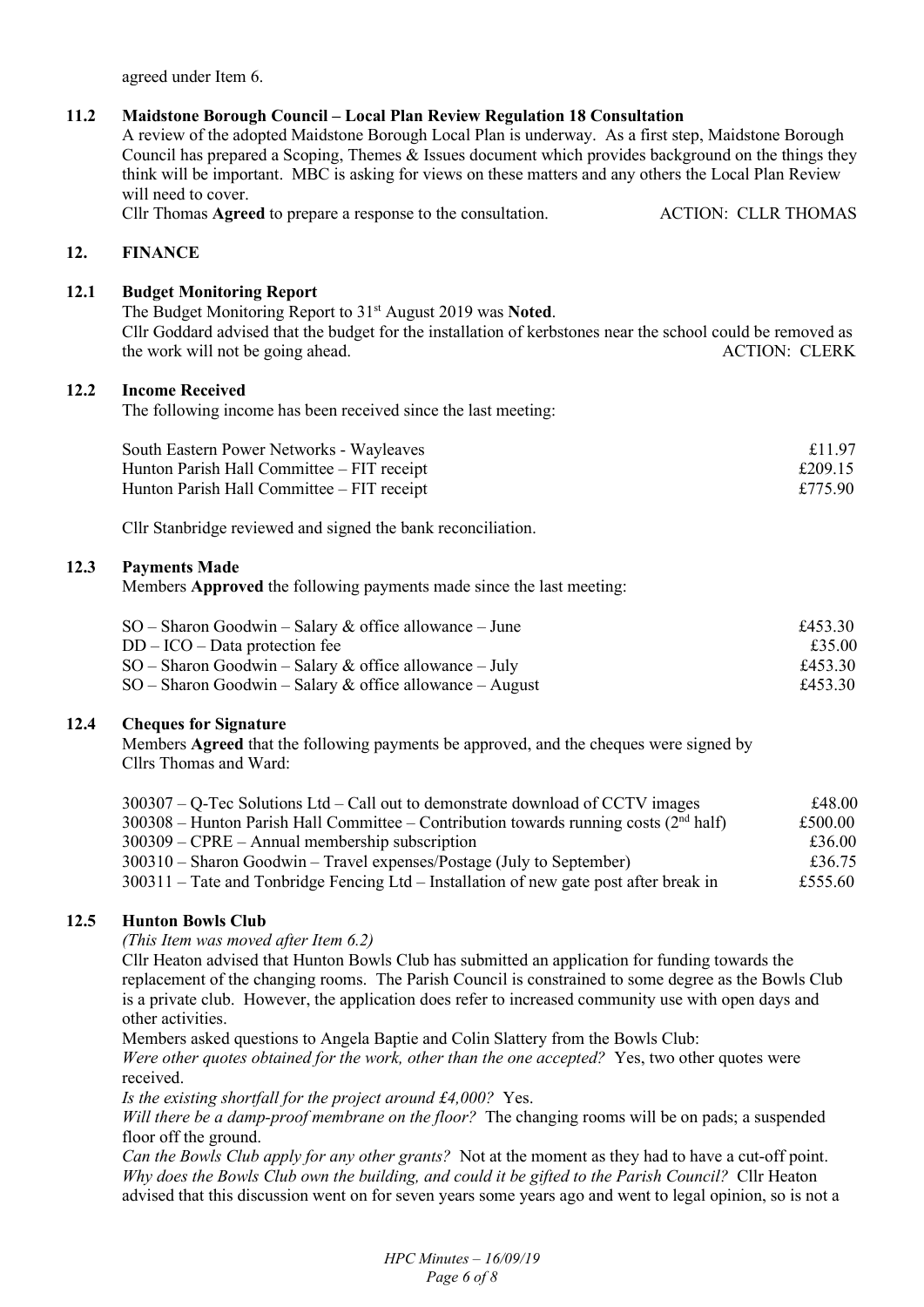agreed under Item 6.

**11.2 Maidstone Borough Council – Local Plan Review Regulation 18 Consultation**

A review of the adopted Maidstone Borough Local Plan is underway. As a first step, Maidstone Borough Council has prepared a Scoping, Themes & Issues document which provides background on the things they think will be important. MBC is asking for views on these matters and any others the Local Plan Review will need to cover.

Cllr Thomas **Agreed** to prepare a response to the consultation. ACTION: CLLR THOMAS

## 12. FINANCE

**12.1 Budget Monitoring Report**

The Budget Monitoring Report to 31st August 2019 was **Noted**.

Cllr Goddard advised that the budget for the installation of kerbstones near the school could be removed as the work will not be going ahead. ACTION: CLERK

**12.2 Income Received**

The following income has been received since the last meeting:

| | |
|---|---|
| South Eastern Power Networks - Wayleaves | £11.97 |
| Hunton Parish Hall Committee – FIT receipt | £209.15 |
| Hunton Parish Hall Committee – FIT receipt | £775.90 |

Cllr Stanbridge reviewed and signed the bank reconciliation.

**12.3 Payments Made**

Members **Approved** the following payments made since the last meeting:

| | |
|---|---|
| SO – Sharon Goodwin – Salary & office allowance – June | £453.30 |
| DD – ICO – Data protection fee | £35.00 |
| SO – Sharon Goodwin – Salary & office allowance – July | £453.30 |
| SO – Sharon Goodwin – Salary & office allowance – August | £453.30 |

**12.4 Cheques for Signature**

Members **Agreed** that the following payments be approved, and the cheques were signed by Cllrs Thomas and Ward:

| | |
|---|---|
| 300307 – Q-Tec Solutions Ltd – Call out to demonstrate download of CCTV images | £48.00 |
| 300308 – Hunton Parish Hall Committee – Contribution towards running costs (2nd half) | £500.00 |
| 300309 – CPRE – Annual membership subscription | £36.00 |
| 300310 – Sharon Goodwin – Travel expenses/Postage (July to September) | £36.75 |
| 300311 – Tate and Tonbridge Fencing Ltd – Installation of new gate post after break in | £555.60 |

**12.5 Hunton Bowls Club**

*(This Item was moved after Item 6.2)*

Cllr Heaton advised that Hunton Bowls Club has submitted an application for funding towards the replacement of the changing rooms. The Parish Council is constrained to some degree as the Bowls Club is a private club. However, the application does refer to increased community use with open days and other activities.

Members asked questions to Angela Baptie and Colin Slattery from the Bowls Club:

*Were other quotes obtained for the work, other than the one accepted?* Yes, two other quotes were received.

*Is the existing shortfall for the project around £4,000?* Yes.

*Will there be a damp-proof membrane on the floor?* The changing rooms will be on pads; a suspended floor off the ground.

*Can the Bowls Club apply for any other grants?* Not at the moment as they had to have a cut-off point.

*Why does the Bowls Club own the building, and could it be gifted to the Parish Council?* Cllr Heaton advised that this discussion went on for seven years some years ago and went to legal opinion, so is not a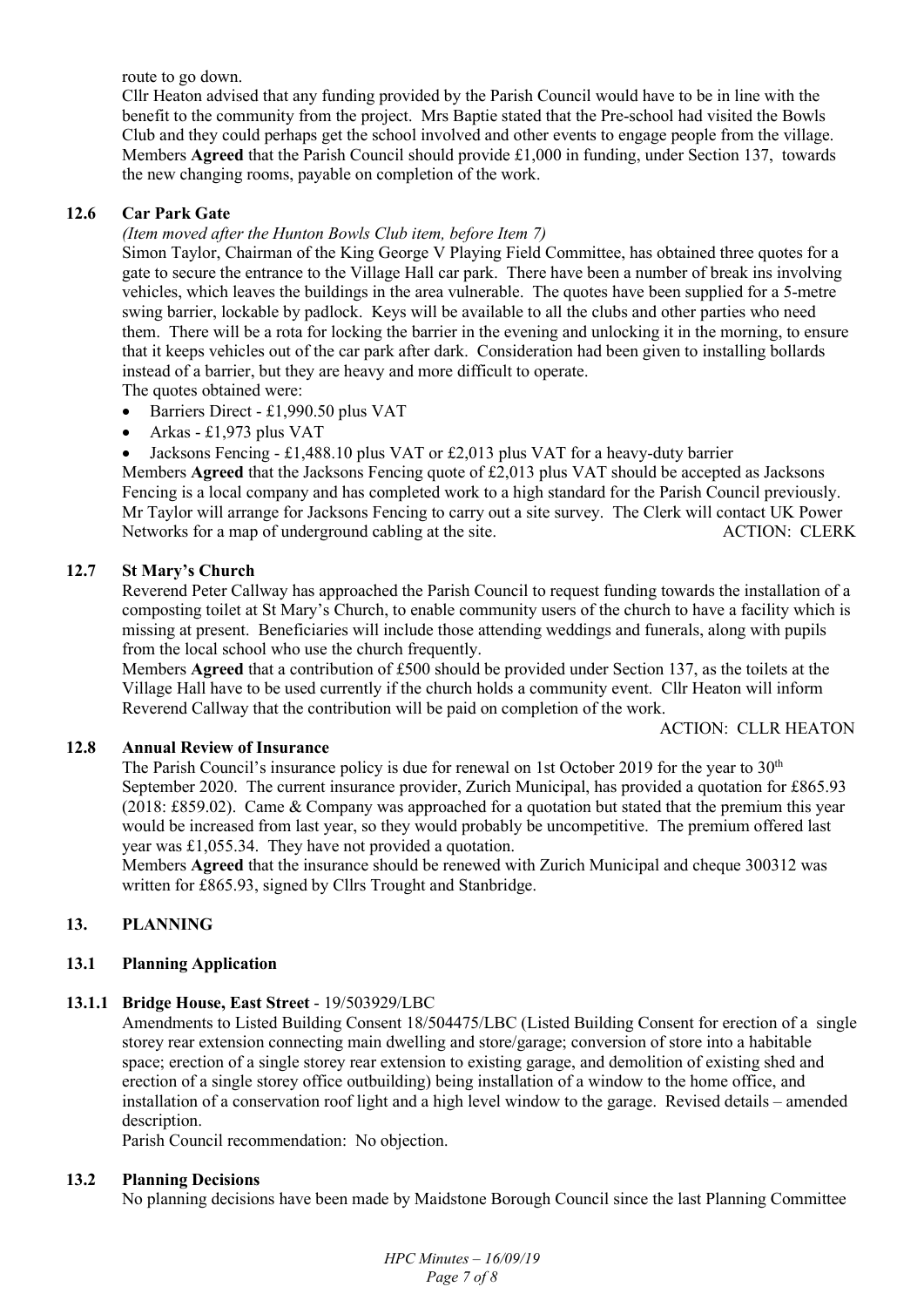route to go down.

Cllr Heaton advised that any funding provided by the Parish Council would have to be in line with the benefit to the community from the project. Mrs Baptie stated that the Pre-school had visited the Bowls Club and they could perhaps get the school involved and other events to engage people from the village. Members **Agreed** that the Parish Council should provide £1,000 in funding, under Section 137, towards the new changing rooms, payable on completion of the work.

### 12.6 Car Park Gate

*(Item moved after the Hunton Bowls Club item, before Item 7)*

Simon Taylor, Chairman of the King George V Playing Field Committee, has obtained three quotes for a gate to secure the entrance to the Village Hall car park. There have been a number of break ins involving vehicles, which leaves the buildings in the area vulnerable. The quotes have been supplied for a 5-metre swing barrier, lockable by padlock. Keys will be available to all the clubs and other parties who need them. There will be a rota for locking the barrier in the evening and unlocking it in the morning, to ensure that it keeps vehicles out of the car park after dark. Consideration had been given to installing bollards instead of a barrier, but they are heavy and more difficult to operate.

The quotes obtained were:

- Barriers Direct - £1,990.50 plus VAT
- Arkas - £1,973 plus VAT
- Jacksons Fencing - £1,488.10 plus VAT or £2,013 plus VAT for a heavy-duty barrier

Members **Agreed** that the Jacksons Fencing quote of £2,013 plus VAT should be accepted as Jacksons Fencing is a local company and has completed work to a high standard for the Parish Council previously. Mr Taylor will arrange for Jacksons Fencing to carry out a site survey. The Clerk will contact UK Power Networks for a map of underground cabling at the site. ACTION: CLERK

### 12.7 St Mary's Church

Reverend Peter Callway has approached the Parish Council to request funding towards the installation of a composting toilet at St Mary's Church, to enable community users of the church to have a facility which is missing at present. Beneficiaries will include those attending weddings and funerals, along with pupils from the local school who use the church frequently.

Members **Agreed** that a contribution of £500 should be provided under Section 137, as the toilets at the Village Hall have to be used currently if the church holds a community event. Cllr Heaton will inform Reverend Callway that the contribution will be paid on completion of the work.

ACTION: CLLR HEATON

### 12.8 Annual Review of Insurance

The Parish Council's insurance policy is due for renewal on 1st October 2019 for the year to 30th September 2020. The current insurance provider, Zurich Municipal, has provided a quotation for £865.93 (2018: £859.02). Came & Company was approached for a quotation but stated that the premium this year would be increased from last year, so they would probably be uncompetitive. The premium offered last year was £1,055.34. They have not provided a quotation.

Members **Agreed** that the insurance should be renewed with Zurich Municipal and cheque 300312 was written for £865.93, signed by Cllrs Trought and Stanbridge.

## 13. PLANNING

### 13.1 Planning Application

#### 13.1.1 Bridge House, East Street - 19/503929/LBC

Amendments to Listed Building Consent 18/504475/LBC (Listed Building Consent for erection of a single storey rear extension connecting main dwelling and store/garage; conversion of store into a habitable space; erection of a single storey rear extension to existing garage, and demolition of existing shed and erection of a single storey office outbuilding) being installation of a window to the home office, and installation of a conservation roof light and a high level window to the garage. Revised details – amended description.

Parish Council recommendation: No objection.

### 13.2 Planning Decisions

No planning decisions have been made by Maidstone Borough Council since the last Planning Committee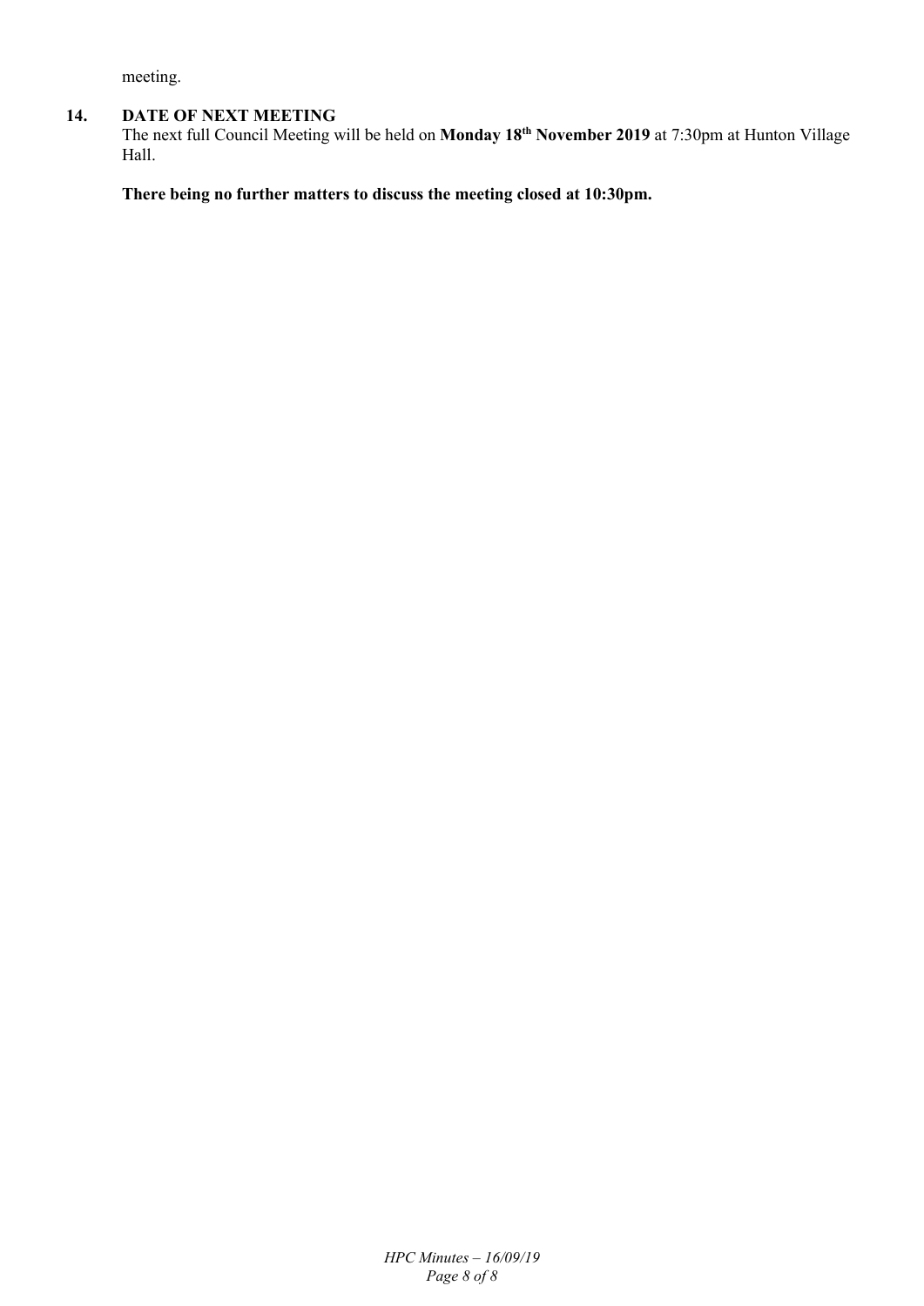meeting.

## 14. DATE OF NEXT MEETING

The next full Council Meeting will be held on **Monday 18th November 2019** at 7:30pm at Hunton Village Hall.

**There being no further matters to discuss the meeting closed at 10:30pm.**